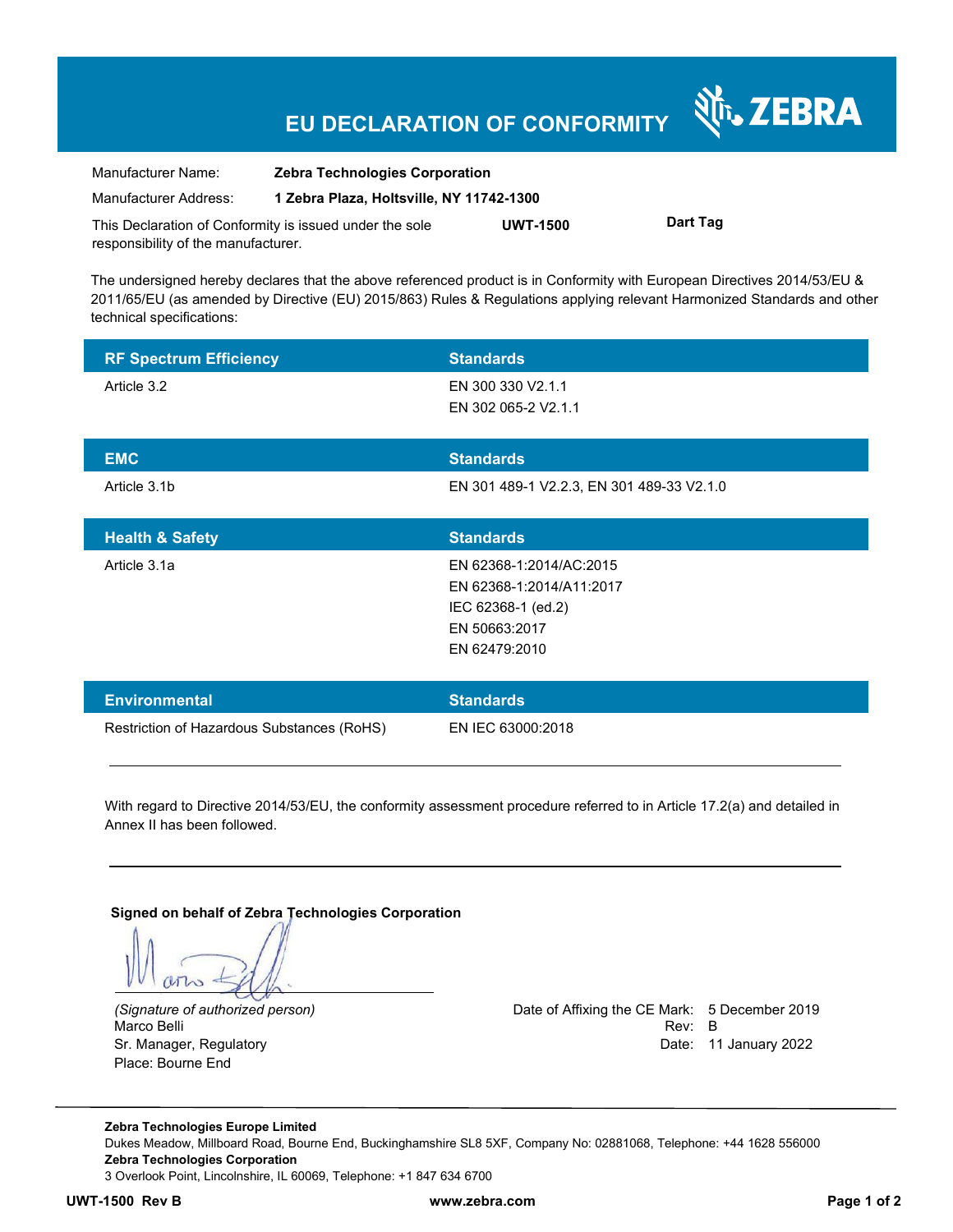# EU DECLARATION OF CONFORMITY

ZEBRA

| | |
|---|---|
| Manufacturer Name: | **Zebra Technologies Corporation** |
| Manufacturer Address: | **1 Zebra Plaza, Holtsville, NY 11742-1300** |

This Declaration of Conformity is issued under the sole responsibility of the manufacturer. **UWT-1500** **Dart Tag**

The undersigned hereby declares that the above referenced product is in Conformity with European Directives 2014/53/EU & 2011/65/EU (as amended by Directive (EU) 2015/863) Rules & Regulations applying relevant Harmonized Standards and other technical specifications:

| RF Spectrum Efficiency | Standards |
|---|---|
| Article 3.2 | EN 300 330 V2.1.1<br>EN 302 065-2 V2.1.1 |

| EMC | Standards |
|---|---|
| Article 3.1b | EN 301 489-1 V2.2.3, EN 301 489-33 V2.1.0 |

| Health & Safety | Standards |
|---|---|
| Article 3.1a | EN 62368-1:2014/AC:2015<br>EN 62368-1:2014/A11:2017<br>IEC 62368-1 (ed.2)<br>EN 50663:2017<br>EN 62479:2010 |

| Environmental | Standards |
|---|---|
| Restriction of Hazardous Substances (RoHS) | EN IEC 63000:2018 |

---

With regard to Directive 2014/53/EU, the conformity assessment procedure referred to in Article 17.2(a) and detailed in Annex II has been followed.

---

**Signed on behalf of Zebra Technologies Corporation**

*(Signature of authorized person)*
Marco Belli
Sr. Manager, Regulatory
Place: Bourne End

Date of Affixing the CE Mark: 5 December 2019
Rev: B
Date: 11 January 2022

---

**Zebra Technologies Europe Limited**
Dukes Meadow, Millboard Road, Bourne End, Buckinghamshire SL8 5XF, Company No: 02881068, Telephone: +44 1628 556000
**Zebra Technologies Corporation**
3 Overlook Point, Lincolnshire, IL 60069, Telephone: +1 847 634 6700

**UWT-1500 Rev B** **www.zebra.com**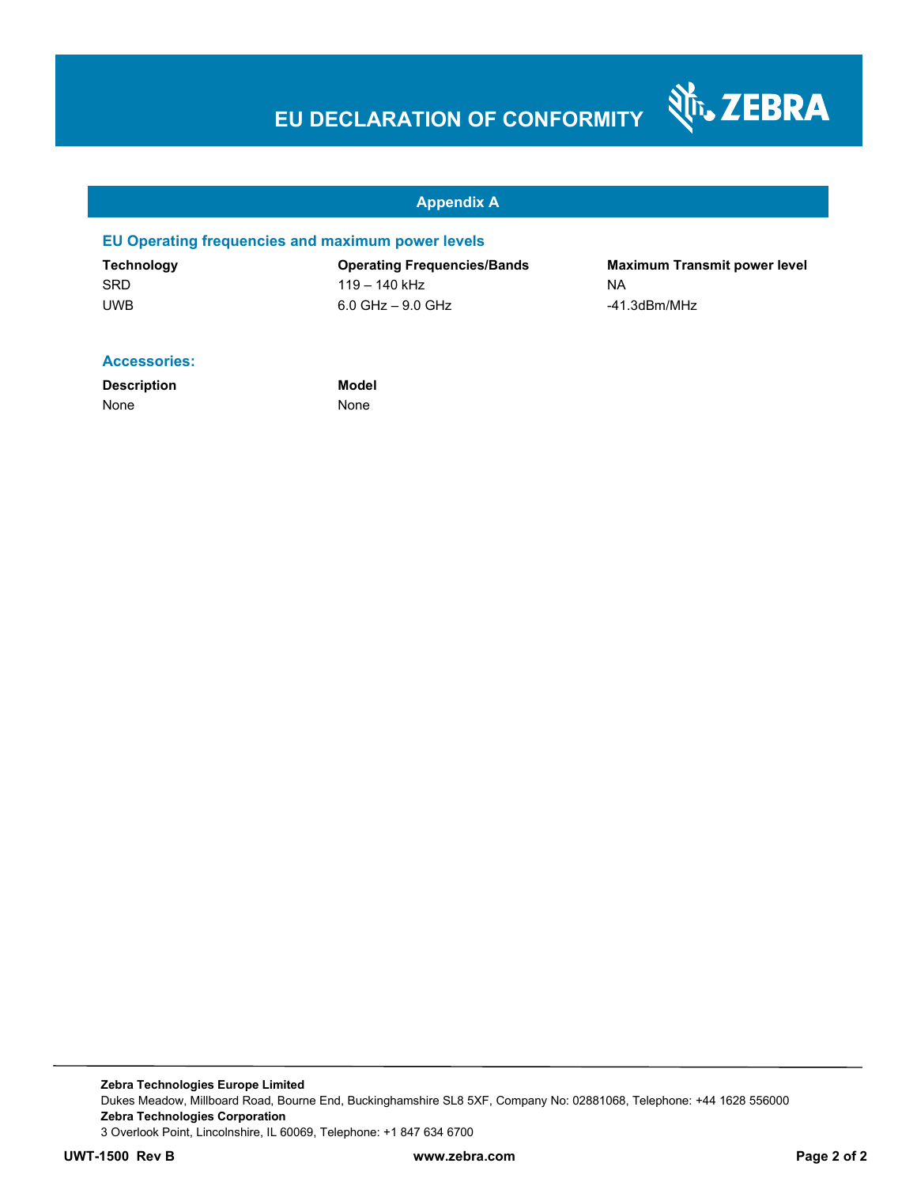# EU DECLARATION OF CONFORMITY

## Appendix A

### EU Operating frequencies and maximum power levels

| Technology | Operating Frequencies/Bands | Maximum Transmit power level |
| --- | --- | --- |
| SRD | 119 – 140 kHz | NA |
| UWB | 6.0 GHz – 9.0 GHz | -41.3dBm/MHz |

### Accessories:

| Description | Model |
| --- | --- |
| None | None |

**Zebra Technologies Europe Limited**
Dukes Meadow, Millboard Road, Bourne End, Buckinghamshire SL8 5XF, Company No: 02881068, Telephone: +44 1628 556000
**Zebra Technologies Corporation**
3 Overlook Point, Lincolnshire, IL 60069, Telephone: +1 847 634 6700

**UWT-1500 Rev B** **www.zebra.com**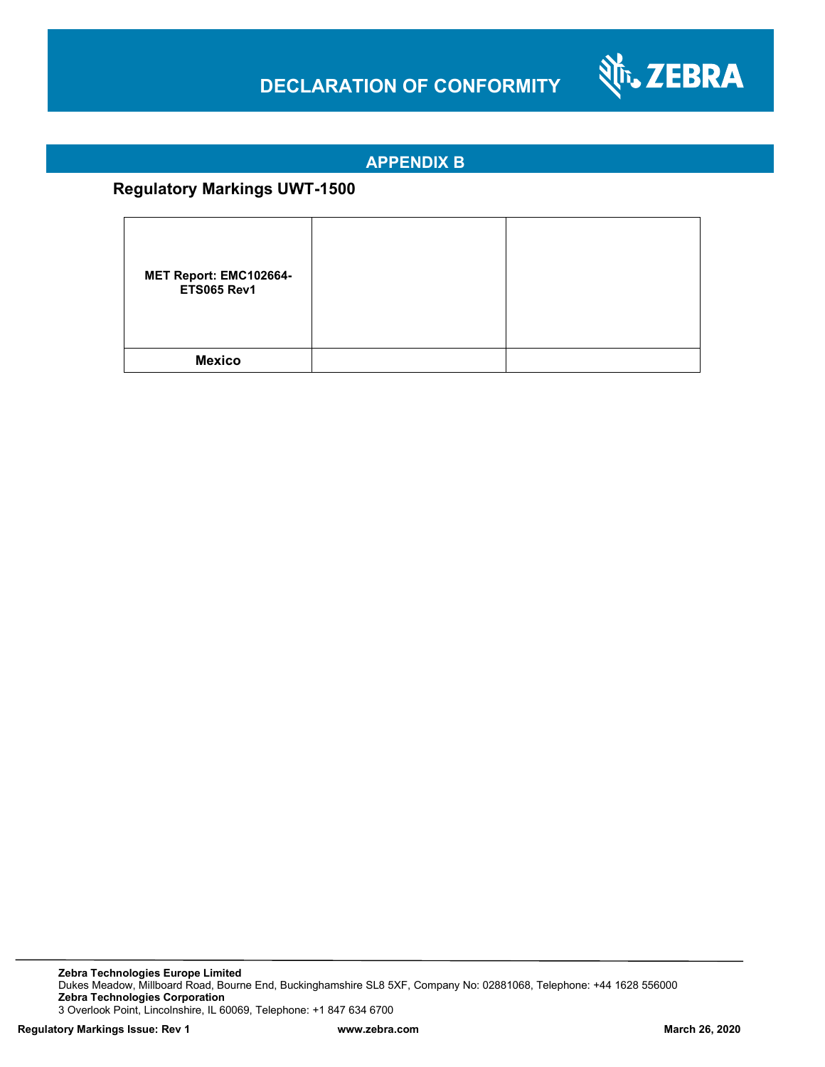# DECLARATION OF CONFORMITY

## APPENDIX B

### Regulatory Markings UWT-1500

| | | |
|---|---|---|
| **MET Report: EMC102664-ETS065 Rev1** | | |
| **Mexico** | | |

**Zebra Technologies Europe Limited**
Dukes Meadow, Millboard Road, Bourne End, Buckinghamshire SL8 5XF, Company No: 02881068, Telephone: +44 1628 556000
**Zebra Technologies Corporation**
3 Overlook Point, Lincolnshire, IL 60069, Telephone: +1 847 634 6700

**Regulatory Markings Issue: Rev 1** **www.zebra.com** **March 26, 2020**